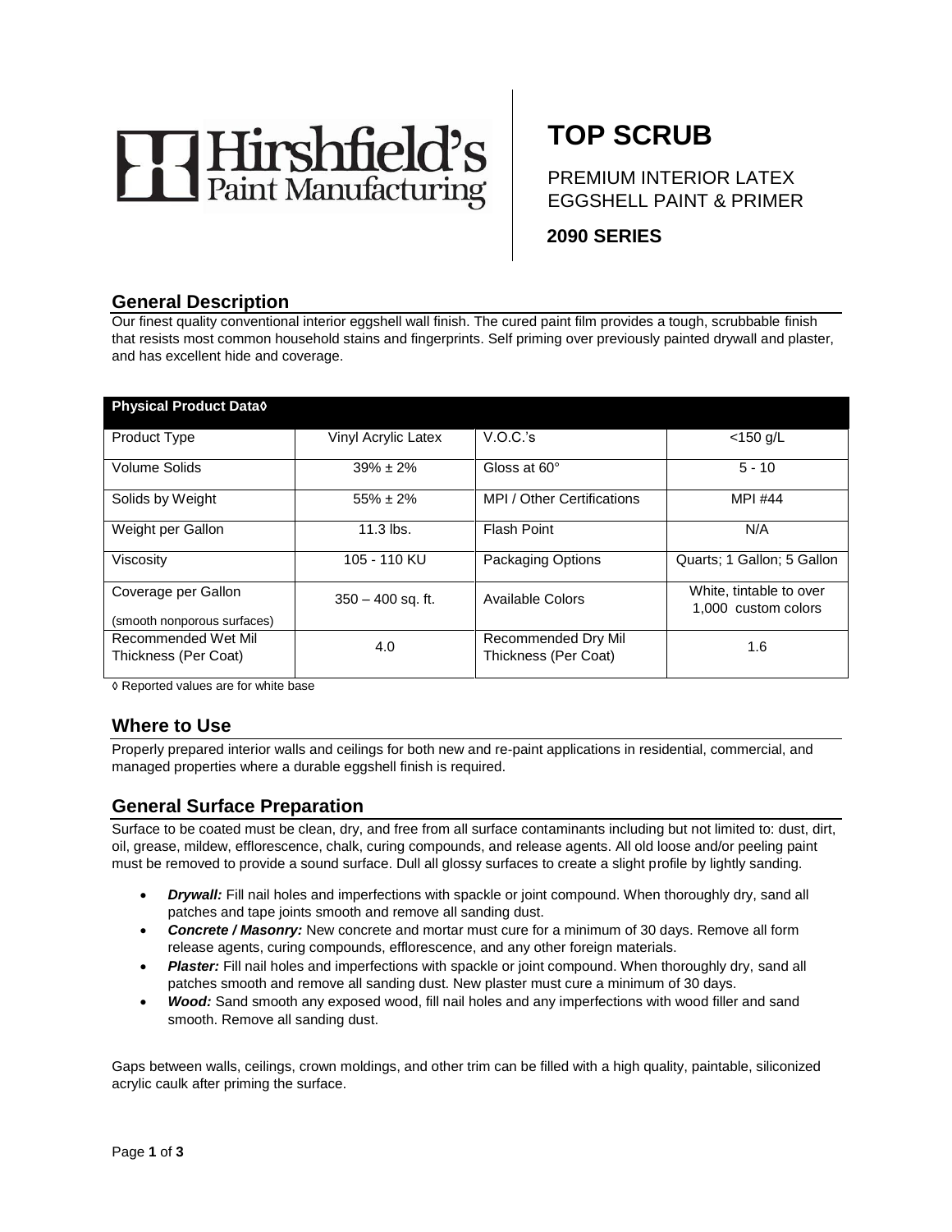# Hirshfield's Paint Manufacturing

# TOP SCRUB

PREMIUM INTERIOR LATEX EGGSHELL PAINT & PRIMER

**2090 SERIES**

## General Description

Our finest quality conventional interior eggshell wall finish. The cured paint film provides a tough, scrubbable finish that resists most common household stains and fingerprints. Self priming over previously painted drywall and plaster, and has excellent hide and coverage.

| **Physical Product Data◊** | | | |
|---|---|---|---|
| Product Type | Vinyl Acrylic Latex | V.O.C.'s | <150 g/L |
| Volume Solids | 39% ± 2% | Gloss at 60° | 5 - 10 |
| Solids by Weight | 55% ± 2% | MPI / Other Certifications | MPI #44 |
| Weight per Gallon | 11.3 lbs. | Flash Point | N/A |
| Viscosity | 105 - 110 KU | Packaging Options | Quarts; 1 Gallon; 5 Gallon |
| Coverage per Gallon (smooth nonporous surfaces) | 350 – 400 sq. ft. | Available Colors | White, tintable to over 1,000 custom colors |
| Recommended Wet Mil Thickness (Per Coat) | 4.0 | Recommended Dry Mil Thickness (Per Coat) | 1.6 |

◊ Reported values are for white base

## Where to Use

Properly prepared interior walls and ceilings for both new and re-paint applications in residential, commercial, and managed properties where a durable eggshell finish is required.

## General Surface Preparation

Surface to be coated must be clean, dry, and free from all surface contaminants including but not limited to: dust, dirt, oil, grease, mildew, efflorescence, chalk, curing compounds, and release agents. All old loose and/or peeling paint must be removed to provide a sound surface. Dull all glossy surfaces to create a slight profile by lightly sanding.

- ***Drywall:*** Fill nail holes and imperfections with spackle or joint compound. When thoroughly dry, sand all patches and tape joints smooth and remove all sanding dust.
- ***Concrete / Masonry:*** New concrete and mortar must cure for a minimum of 30 days. Remove all form release agents, curing compounds, efflorescence, and any other foreign materials.
- ***Plaster:*** Fill nail holes and imperfections with spackle or joint compound. When thoroughly dry, sand all patches smooth and remove all sanding dust. New plaster must cure a minimum of 30 days.
- ***Wood:*** Sand smooth any exposed wood, fill nail holes and any imperfections with wood filler and sand smooth. Remove all sanding dust.

Gaps between walls, ceilings, crown moldings, and other trim can be filled with a high quality, paintable, siliconized acrylic caulk after priming the surface.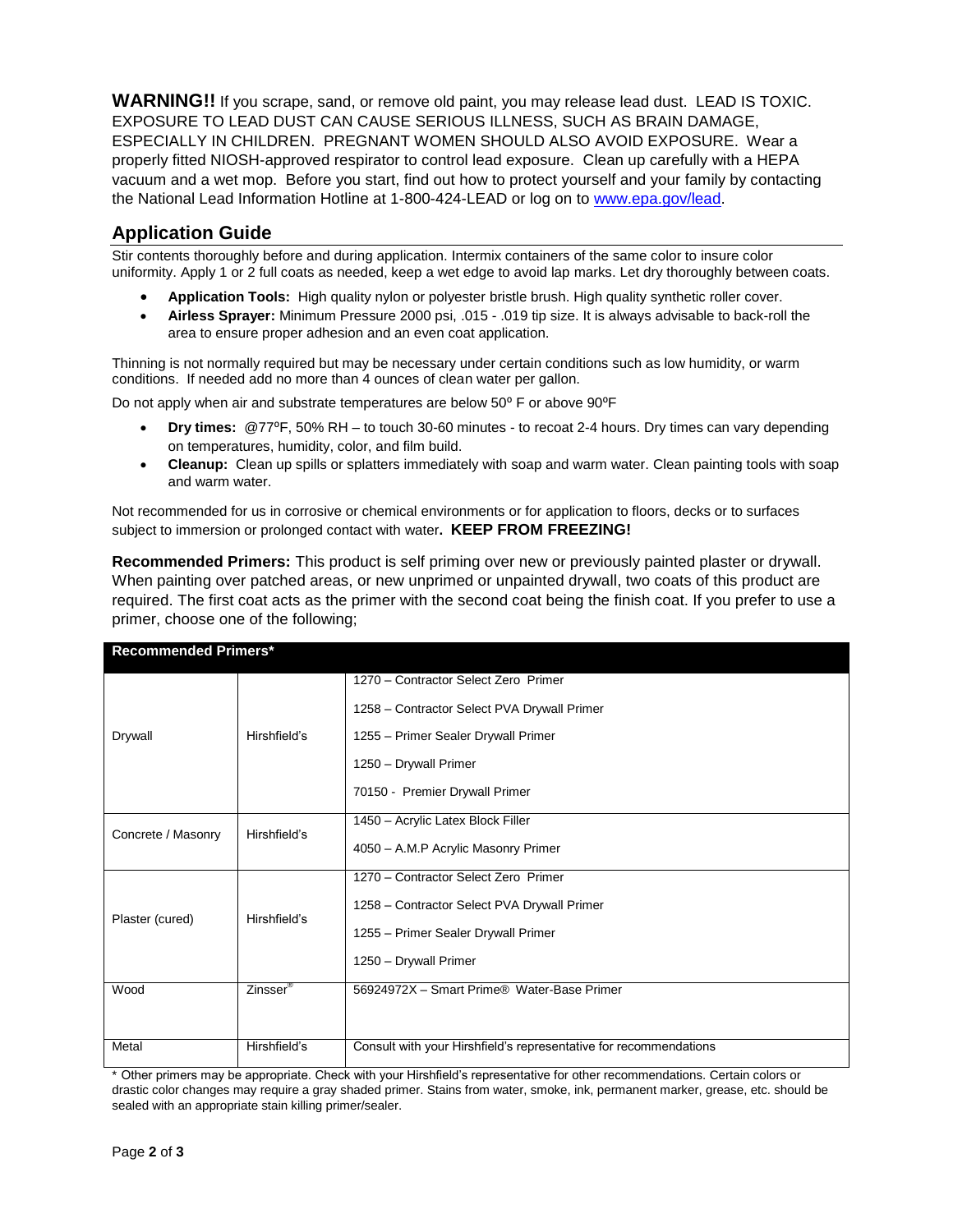**WARNING!!** If you scrape, sand, or remove old paint, you may release lead dust. LEAD IS TOXIC. EXPOSURE TO LEAD DUST CAN CAUSE SERIOUS ILLNESS, SUCH AS BRAIN DAMAGE, ESPECIALLY IN CHILDREN. PREGNANT WOMEN SHOULD ALSO AVOID EXPOSURE. Wear a properly fitted NIOSH-approved respirator to control lead exposure. Clean up carefully with a HEPA vacuum and a wet mop. Before you start, find out how to protect yourself and your family by contacting the National Lead Information Hotline at 1-800-424-LEAD or log on to www.epa.gov/lead.

## Application Guide

Stir contents thoroughly before and during application. Intermix containers of the same color to insure color uniformity. Apply 1 or 2 full coats as needed, keep a wet edge to avoid lap marks. Let dry thoroughly between coats.

- **Application Tools:** High quality nylon or polyester bristle brush. High quality synthetic roller cover.
- **Airless Sprayer:** Minimum Pressure 2000 psi, .015 - .019 tip size. It is always advisable to back-roll the area to ensure proper adhesion and an even coat application.

Thinning is not normally required but may be necessary under certain conditions such as low humidity, or warm conditions. If needed add no more than 4 ounces of clean water per gallon.

Do not apply when air and substrate temperatures are below 50º F or above 90ºF

- **Dry times:** @77ºF, 50% RH – to touch 30-60 minutes - to recoat 2-4 hours. Dry times can vary depending on temperatures, humidity, color, and film build.
- **Cleanup:** Clean up spills or splatters immediately with soap and warm water. Clean painting tools with soap and warm water.

Not recommended for us in corrosive or chemical environments or for application to floors, decks or to surfaces subject to immersion or prolonged contact with water**. KEEP FROM FREEZING!**

**Recommended Primers:** This product is self priming over new or previously painted plaster or drywall. When painting over patched areas, or new unprimed or unpainted drywall, two coats of this product are required. The first coat acts as the primer with the second coat being the finish coat. If you prefer to use a primer, choose one of the following;

| **Recommended Primers*** | | |
|---|---|---|
| Drywall | Hirshfield's | 1270 – Contractor Select Zero Primer<br>1258 – Contractor Select PVA Drywall Primer<br>1255 – Primer Sealer Drywall Primer<br>1250 – Drywall Primer<br>70150 - Premier Drywall Primer |
| Concrete / Masonry | Hirshfield's | 1450 – Acrylic Latex Block Filler<br>4050 – A.M.P Acrylic Masonry Primer |
| Plaster (cured) | Hirshfield's | 1270 – Contractor Select Zero Primer<br>1258 – Contractor Select PVA Drywall Primer<br>1255 – Primer Sealer Drywall Primer<br>1250 – Drywall Primer |
| Wood | Zinsser® | 56924972X – Smart Prime® Water-Base Primer |
| Metal | Hirshfield's | Consult with your Hirshfield's representative for recommendations |

\* Other primers may be appropriate. Check with your Hirshfield's representative for other recommendations. Certain colors or drastic color changes may require a gray shaded primer. Stains from water, smoke, ink, permanent marker, grease, etc. should be sealed with an appropriate stain killing primer/sealer.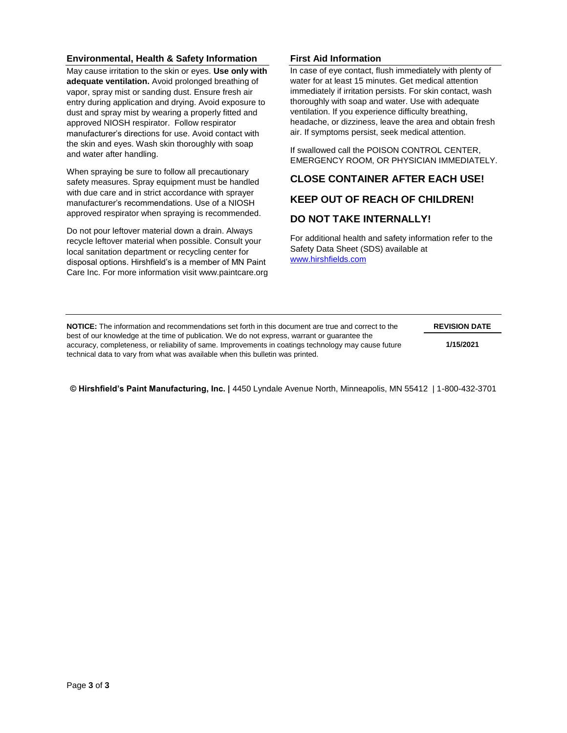## Environmental, Health & Safety Information

May cause irritation to the skin or eyes. **Use only with adequate ventilation.** Avoid prolonged breathing of vapor, spray mist or sanding dust. Ensure fresh air entry during application and drying. Avoid exposure to dust and spray mist by wearing a properly fitted and approved NIOSH respirator. Follow respirator manufacturer's directions for use. Avoid contact with the skin and eyes. Wash skin thoroughly with soap and water after handling.

When spraying be sure to follow all precautionary safety measures. Spray equipment must be handled with due care and in strict accordance with sprayer manufacturer's recommendations. Use of a NIOSH approved respirator when spraying is recommended.

Do not pour leftover material down a drain. Always recycle leftover material when possible. Consult your local sanitation department or recycling center for disposal options. Hirshfield's is a member of MN Paint Care Inc. For more information visit www.paintcare.org

## First Aid Information

In case of eye contact, flush immediately with plenty of water for at least 15 minutes. Get medical attention immediately if irritation persists. For skin contact, wash thoroughly with soap and water. Use with adequate ventilation. If you experience difficulty breathing, headache, or dizziness, leave the area and obtain fresh air. If symptoms persist, seek medical attention.

If swallowed call the POISON CONTROL CENTER, EMERGENCY ROOM, OR PHYSICIAN IMMEDIATELY.

## CLOSE CONTAINER AFTER EACH USE!

## KEEP OUT OF REACH OF CHILDREN!

## DO NOT TAKE INTERNALLY!

For additional health and safety information refer to the Safety Data Sheet (SDS) available at [www.hirshfields.com](http://www.hirshfields.com)

---

**NOTICE:** The information and recommendations set forth in this document are true and correct to the best of our knowledge at the time of publication. We do not express, warrant or guarantee the accuracy, completeness, or reliability of same. Improvements in coatings technology may cause future technical data to vary from what was available when this bulletin was printed.

**REVISION DATE**

**1/15/2021**

**© Hirshfield's Paint Manufacturing, Inc. |** 4450 Lyndale Avenue North, Minneapolis, MN 55412 | 1-800-432-3701